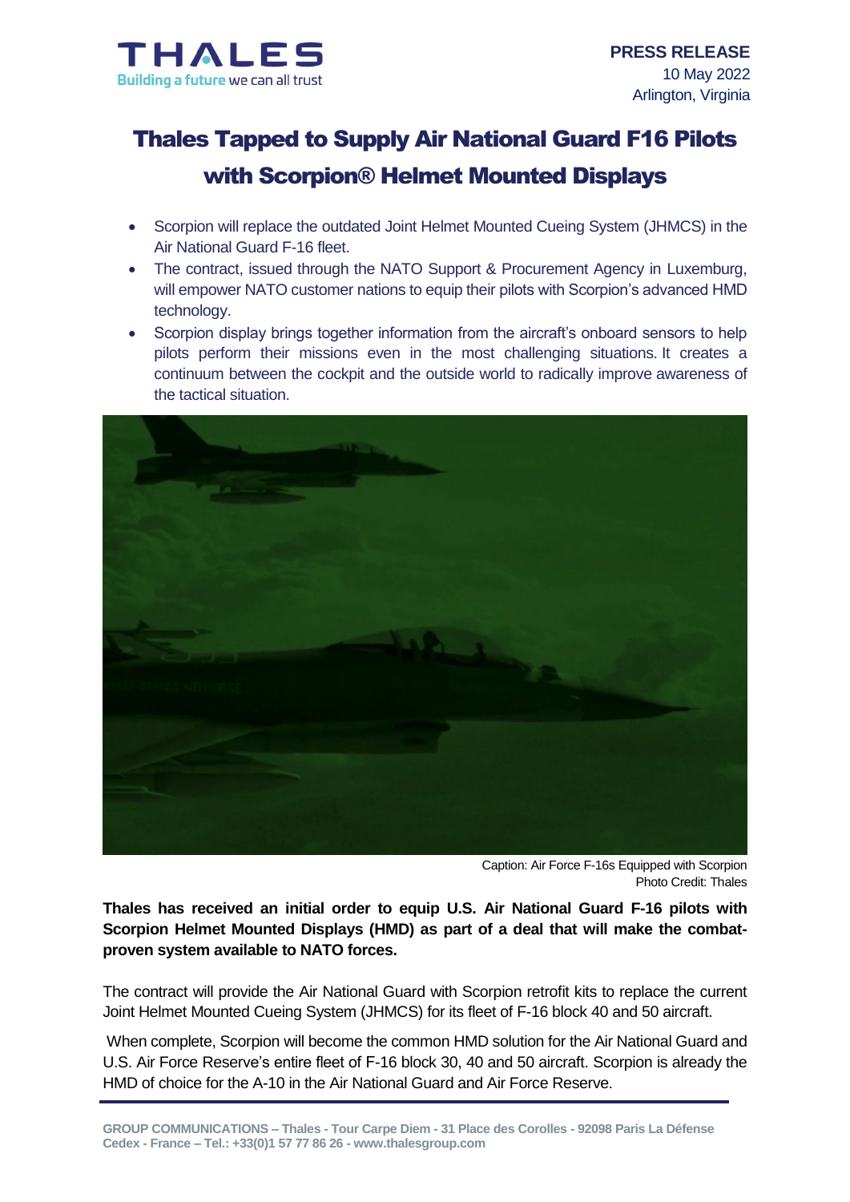THALES
Building a future we can all trust

**PRESS RELEASE**
10 May 2022
Arlington, Virginia

# Thales Tapped to Supply Air National Guard F16 Pilots with Scorpion® Helmet Mounted Displays

- Scorpion will replace the outdated Joint Helmet Mounted Cueing System (JHMCS) in the Air National Guard F-16 fleet.
- The contract, issued through the NATO Support & Procurement Agency in Luxemburg, will empower NATO customer nations to equip their pilots with Scorpion's advanced HMD technology.
- Scorpion display brings together information from the aircraft's onboard sensors to help pilots perform their missions even in the most challenging situations. It creates a continuum between the cockpit and the outside world to radically improve awareness of the tactical situation.

Caption: Air Force F-16s Equipped with Scorpion
Photo Credit: Thales

**Thales has received an initial order to equip U.S. Air National Guard F-16 pilots with Scorpion Helmet Mounted Displays (HMD) as part of a deal that will make the combat-proven system available to NATO forces.**

The contract will provide the Air National Guard with Scorpion retrofit kits to replace the current Joint Helmet Mounted Cueing System (JHMCS) for its fleet of F-16 block 40 and 50 aircraft.

When complete, Scorpion will become the common HMD solution for the Air National Guard and U.S. Air Force Reserve's entire fleet of F-16 block 30, 40 and 50 aircraft. Scorpion is already the HMD of choice for the A-10 in the Air National Guard and Air Force Reserve.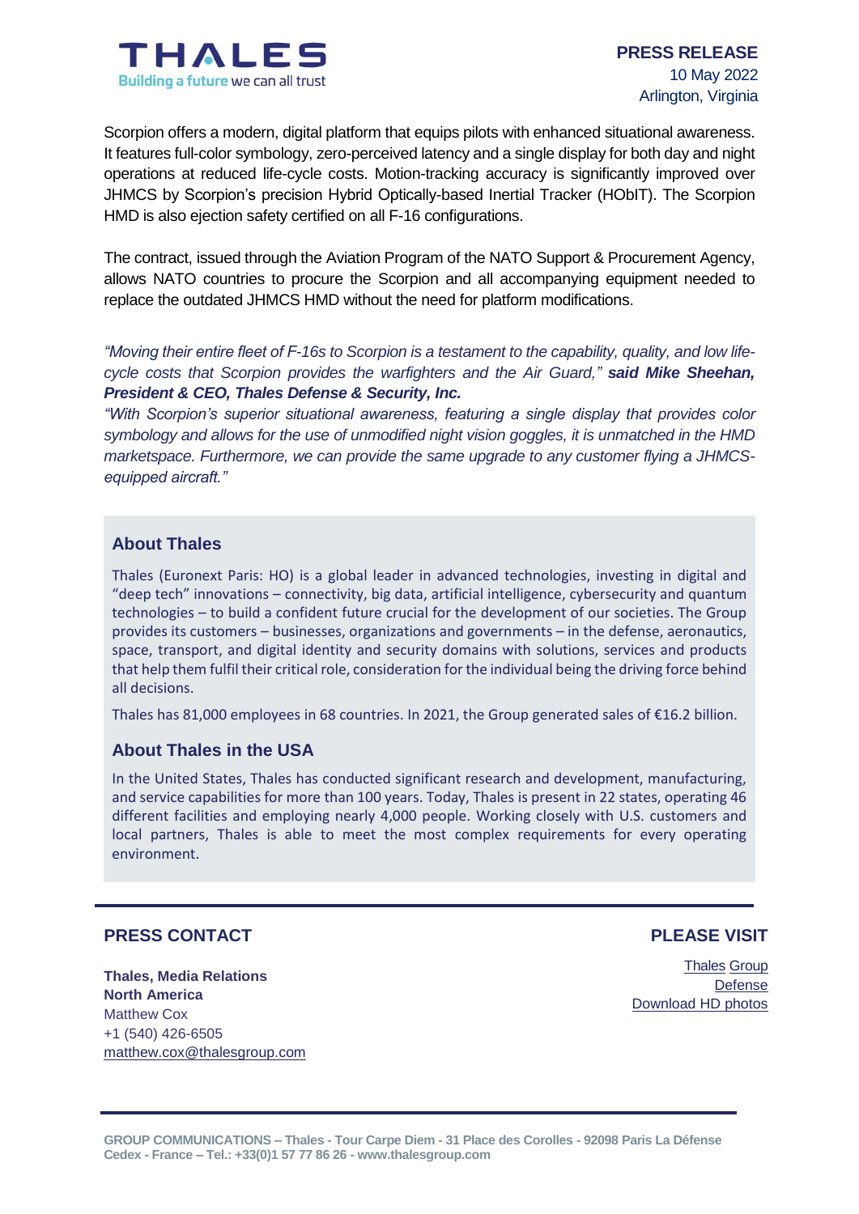Scorpion offers a modern, digital platform that equips pilots with enhanced situational awareness. It features full-color symbology, zero-perceived latency and a single display for both day and night operations at reduced life-cycle costs. Motion-tracking accuracy is significantly improved over JHMCS by Scorpion's precision Hybrid Optically-based Inertial Tracker (HObIT). The Scorpion HMD is also ejection safety certified on all F-16 configurations.

The contract, issued through the Aviation Program of the NATO Support & Procurement Agency, allows NATO countries to procure the Scorpion and all accompanying equipment needed to replace the outdated JHMCS HMD without the need for platform modifications.

*"Moving their entire fleet of F-16s to Scorpion is a testament to the capability, quality, and low life-cycle costs that Scorpion provides the warfighters and the Air Guard,"* ***said Mike Sheehan, President & CEO, Thales Defense & Security, Inc.***
*"With Scorpion's superior situational awareness, featuring a single display that provides color symbology and allows for the use of unmodified night vision goggles, it is unmatched in the HMD marketspace. Furthermore, we can provide the same upgrade to any customer flying a JHMCS-equipped aircraft."*

## About Thales

Thales (Euronext Paris: HO) is a global leader in advanced technologies, investing in digital and "deep tech" innovations – connectivity, big data, artificial intelligence, cybersecurity and quantum technologies – to build a confident future crucial for the development of our societies. The Group provides its customers – businesses, organizations and governments – in the defense, aeronautics, space, transport, and digital identity and security domains with solutions, services and products that help them fulfil their critical role, consideration for the individual being the driving force behind all decisions.

Thales has 81,000 employees in 68 countries. In 2021, the Group generated sales of €16.2 billion.

## About Thales in the USA

In the United States, Thales has conducted significant research and development, manufacturing, and service capabilities for more than 100 years. Today, Thales is present in 22 states, operating 46 different facilities and employing nearly 4,000 people. Working closely with U.S. customers and local partners, Thales is able to meet the most complex requirements for every operating environment.

## PRESS CONTACT

**Thales, Media Relations**
**North America**
Matthew Cox
+1 (540) 426-6505
matthew.cox@thalesgroup.com

## PLEASE VISIT

Thales Group
Defense
Download HD photos

GROUP COMMUNICATIONS – Thales - Tour Carpe Diem - 31 Place des Corolles - 92098 Paris La Défense Cedex - France – Tel.: +33(0)1 57 77 86 26 - www.thalesgroup.com